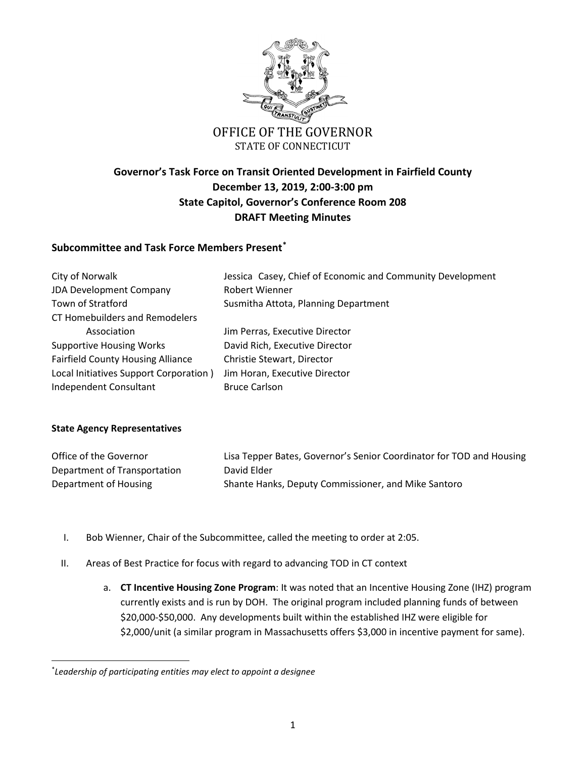OFFICE OF THE GOVERNOR
STATE OF CONNECTICUT

# Governor's Task Force on Transit Oriented Development in Fairfield County
## December 13, 2019, 2:00-3:00 pm
## State Capitol, Governor's Conference Room 208
## DRAFT Meeting Minutes

### Subcommittee and Task Force Members Present*

| | |
|---|---|
| City of Norwalk | Jessica Casey, Chief of Economic and Community Development |
| JDA Development Company | Robert Wienner |
| Town of Stratford | Susmitha Attota, Planning Department |
| CT Homebuilders and Remodelers Association | Jim Perras, Executive Director |
| Supportive Housing Works | David Rich, Executive Director |
| Fairfield County Housing Alliance | Christie Stewart, Director |
| Local Initiatives Support Corporation ) | Jim Horan, Executive Director |
| Independent Consultant | Bruce Carlson |

#### State Agency Representatives

| | |
|---|---|
| Office of the Governor | Lisa Tepper Bates, Governor's Senior Coordinator for TOD and Housing |
| Department of Transportation | David Elder |
| Department of Housing | Shante Hanks, Deputy Commissioner, and Mike Santoro |

I. Bob Wienner, Chair of the Subcommittee, called the meeting to order at 2:05.

II. Areas of Best Practice for focus with regard to advancing TOD in CT context

   a. **CT Incentive Housing Zone Program**: It was noted that an Incentive Housing Zone (IHZ) program currently exists and is run by DOH. The original program included planning funds of between \$20,000-\$50,000. Any developments built within the established IHZ were eligible for \$2,000/unit (a similar program in Massachusetts offers \$3,000 in incentive payment for same).

---

*Leadership of participating entities may elect to appoint a designee*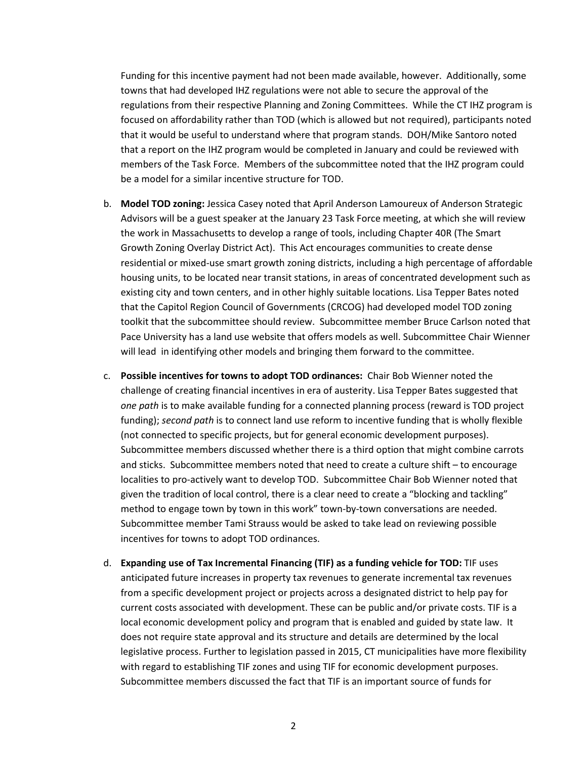Funding for this incentive payment had not been made available, however. Additionally, some towns that had developed IHZ regulations were not able to secure the approval of the regulations from their respective Planning and Zoning Committees. While the CT IHZ program is focused on affordability rather than TOD (which is allowed but not required), participants noted that it would be useful to understand where that program stands. DOH/Mike Santoro noted that a report on the IHZ program would be completed in January and could be reviewed with members of the Task Force. Members of the subcommittee noted that the IHZ program could be a model for a similar incentive structure for TOD.

b. **Model TOD zoning:** Jessica Casey noted that April Anderson Lamoureux of Anderson Strategic Advisors will be a guest speaker at the January 23 Task Force meeting, at which she will review the work in Massachusetts to develop a range of tools, including Chapter 40R (The Smart Growth Zoning Overlay District Act). This Act encourages communities to create dense residential or mixed-use smart growth zoning districts, including a high percentage of affordable housing units, to be located near transit stations, in areas of concentrated development such as existing city and town centers, and in other highly suitable locations. Lisa Tepper Bates noted that the Capitol Region Council of Governments (CRCOG) had developed model TOD zoning toolkit that the subcommittee should review. Subcommittee member Bruce Carlson noted that Pace University has a land use website that offers models as well. Subcommittee Chair Wienner will lead in identifying other models and bringing them forward to the committee.

c. **Possible incentives for towns to adopt TOD ordinances:** Chair Bob Wienner noted the challenge of creating financial incentives in era of austerity. Lisa Tepper Bates suggested that *one path* is to make available funding for a connected planning process (reward is TOD project funding); *second path* is to connect land use reform to incentive funding that is wholly flexible (not connected to specific projects, but for general economic development purposes). Subcommittee members discussed whether there is a third option that might combine carrots and sticks. Subcommittee members noted that need to create a culture shift – to encourage localities to pro-actively want to develop TOD. Subcommittee Chair Bob Wienner noted that given the tradition of local control, there is a clear need to create a "blocking and tackling" method to engage town by town in this work" town-by-town conversations are needed. Subcommittee member Tami Strauss would be asked to take lead on reviewing possible incentives for towns to adopt TOD ordinances.

d. **Expanding use of Tax Incremental Financing (TIF) as a funding vehicle for TOD:** TIF uses anticipated future increases in property tax revenues to generate incremental tax revenues from a specific development project or projects across a designated district to help pay for current costs associated with development. These can be public and/or private costs. TIF is a local economic development policy and program that is enabled and guided by state law. It does not require state approval and its structure and details are determined by the local legislative process. Further to legislation passed in 2015, CT municipalities have more flexibility with regard to establishing TIF zones and using TIF for economic development purposes. Subcommittee members discussed the fact that TIF is an important source of funds for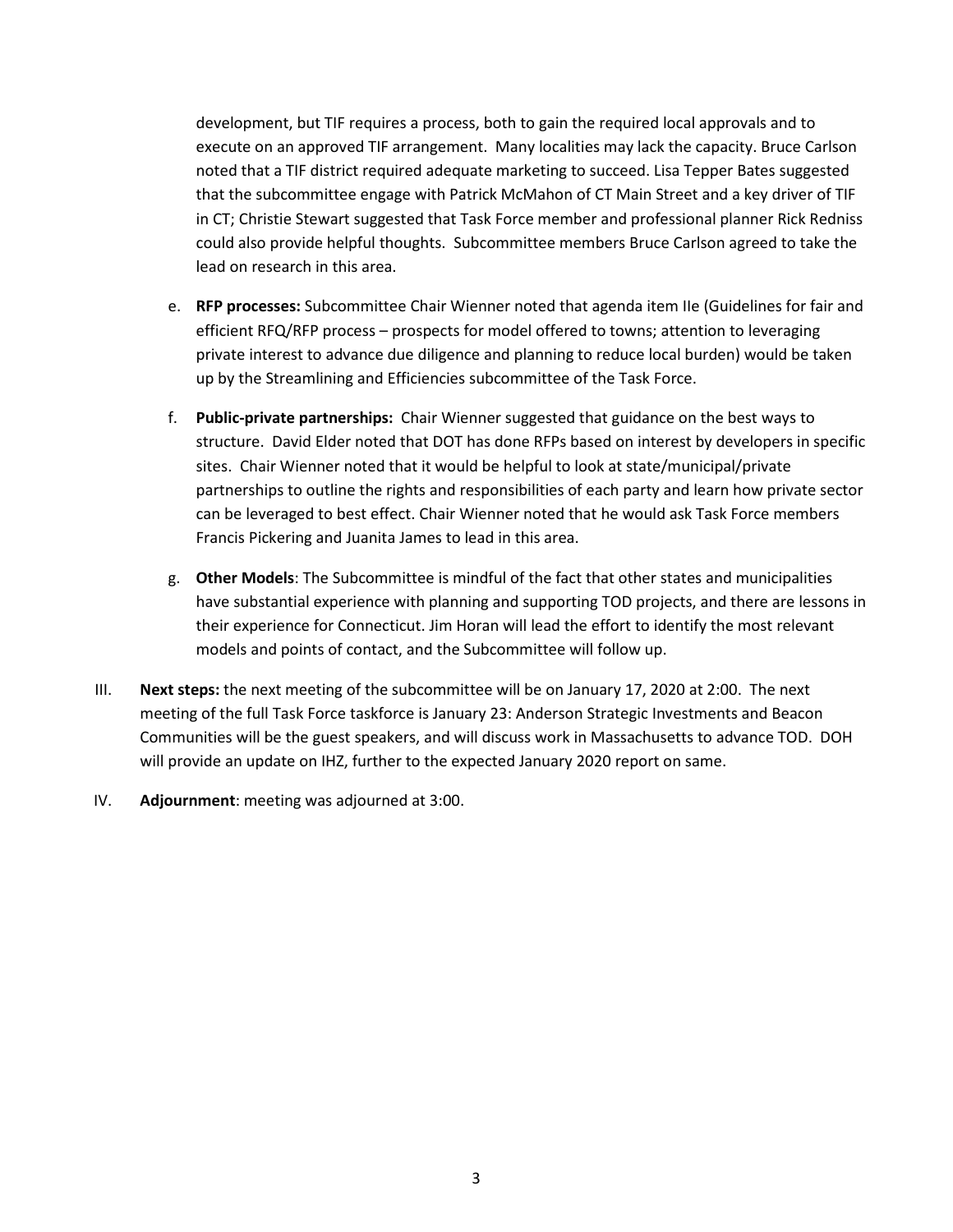development, but TIF requires a process, both to gain the required local approvals and to execute on an approved TIF arrangement. Many localities may lack the capacity. Bruce Carlson noted that a TIF district required adequate marketing to succeed. Lisa Tepper Bates suggested that the subcommittee engage with Patrick McMahon of CT Main Street and a key driver of TIF in CT; Christie Stewart suggested that Task Force member and professional planner Rick Redniss could also provide helpful thoughts. Subcommittee members Bruce Carlson agreed to take the lead on research in this area.

e. **RFP processes:** Subcommittee Chair Wienner noted that agenda item IIe (Guidelines for fair and efficient RFQ/RFP process – prospects for model offered to towns; attention to leveraging private interest to advance due diligence and planning to reduce local burden) would be taken up by the Streamlining and Efficiencies subcommittee of the Task Force.

f. **Public-private partnerships:** Chair Wienner suggested that guidance on the best ways to structure. David Elder noted that DOT has done RFPs based on interest by developers in specific sites. Chair Wienner noted that it would be helpful to look at state/municipal/private partnerships to outline the rights and responsibilities of each party and learn how private sector can be leveraged to best effect. Chair Wienner noted that he would ask Task Force members Francis Pickering and Juanita James to lead in this area.

g. **Other Models**: The Subcommittee is mindful of the fact that other states and municipalities have substantial experience with planning and supporting TOD projects, and there are lessons in their experience for Connecticut. Jim Horan will lead the effort to identify the most relevant models and points of contact, and the Subcommittee will follow up.

III. **Next steps:** the next meeting of the subcommittee will be on January 17, 2020 at 2:00. The next meeting of the full Task Force taskforce is January 23: Anderson Strategic Investments and Beacon Communities will be the guest speakers, and will discuss work in Massachusetts to advance TOD. DOH will provide an update on IHZ, further to the expected January 2020 report on same.

IV. **Adjournment**: meeting was adjourned at 3:00.